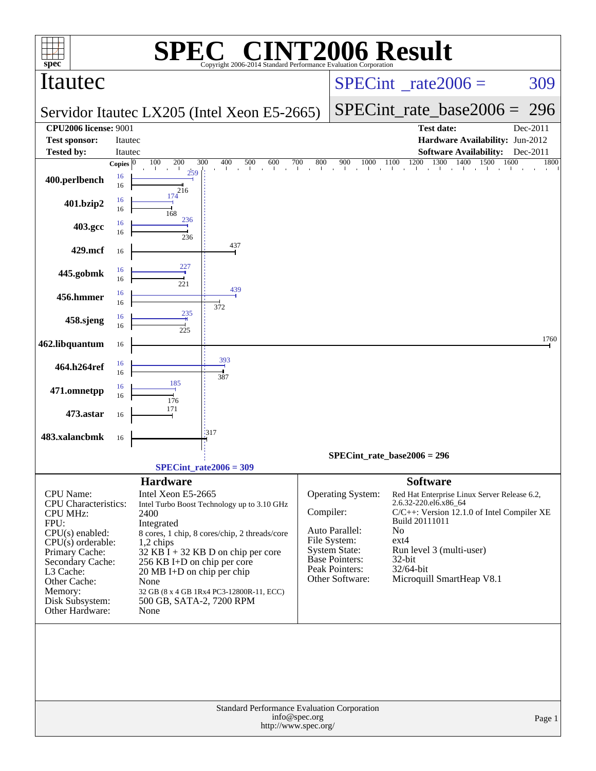# SPEC® CINT2006 Result

Copyright 2006-2014 Standard Performance Evaluation Corporation

## Itautec

**SPECint_rate2006 = 309**

### Servidor Itautec LX205 (Intel Xeon E5-2665)

**SPECint_rate_base2006 = 296**

| | | | |
|---|---|---|---|
| **CPU2006 license:** | 9001 | **Test date:** | Dec-2011 |
| **Test sponsor:** | Itautec | **Hardware Availability:** | Jun-2012 |
| **Tested by:** | Itautec | **Software Availability:** | Dec-2011 |

| Benchmark | Copies (peak) | Copies (base) | Peak | Base |
|---|---|---|---|---|
| 400.perlbench | 16 | 16 | 259 | 216 |
| 401.bzip2 | 16 | 16 | 174 | 168 |
| 403.gcc | 16 | 16 | 236 | 236 |
| 429.mcf | | 16 | | 437 |
| 445.gobmk | 16 | 16 | 227 | 221 |
| 456.hmmer | 16 | 16 | 439 | 372 |
| 458.sjeng | 16 | 16 | 235 | 225 |
| 462.libquantum | | 16 | | 1760 |
| 464.h264ref | 16 | 16 | 393 | 387 |
| 471.omnetpp | 16 | 16 | 185 | 176 |
| 473.astar | | 16 | | 171 |
| 483.xalancbmk | | 16 | | 317 |

SPECint_rate_base2006 = 296

SPECint_rate2006 = 309

## Hardware

| | |
|---|---|
| CPU Name: | Intel Xeon E5-2665 |
| CPU Characteristics: | Intel Turbo Boost Technology up to 3.10 GHz |
| CPU MHz: | 2400 |
| FPU: | Integrated |
| CPU(s) enabled: | 8 cores, 1 chip, 8 cores/chip, 2 threads/core |
| CPU(s) orderable: | 1,2 chips |
| Primary Cache: | 32 KB I + 32 KB D on chip per core |
| Secondary Cache: | 256 KB I+D on chip per core |
| L3 Cache: | 20 MB I+D on chip per chip |
| Other Cache: | None |
| Memory: | 32 GB (8 x 4 GB 1Rx4 PC3-12800R-11, ECC) |
| Disk Subsystem: | 500 GB, SATA-2, 7200 RPM |
| Other Hardware: | None |

## Software

| | |
|---|---|
| Operating System: | Red Hat Enterprise Linux Server Release 6.2, 2.6.32-220.el6.x86_64 |
| Compiler: | C/C++: Version 12.1.0 of Intel Compiler XE Build 20111011 |
| Auto Parallel: | No |
| File System: | ext4 |
| System State: | Run level 3 (multi-user) |
| Base Pointers: | 32-bit |
| Peak Pointers: | 32/64-bit |
| Other Software: | Microquill SmartHeap V8.1 |

Standard Performance Evaluation Corporation
info@spec.org
http://www.spec.org/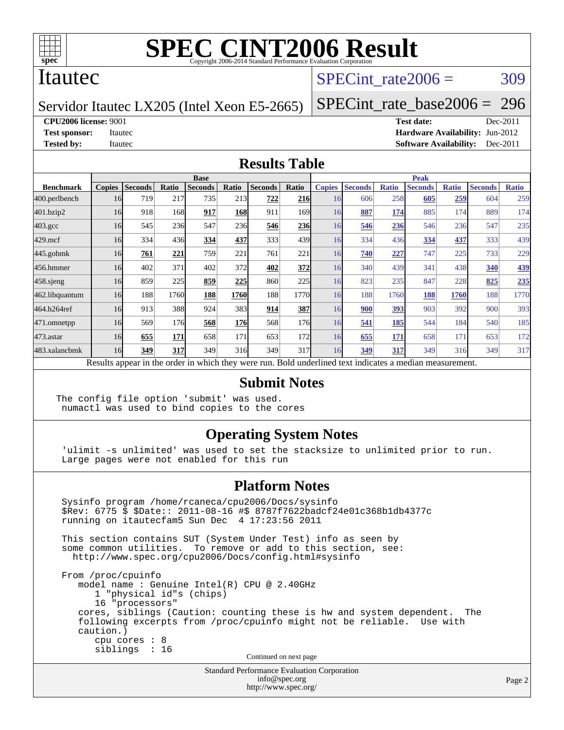# SPEC CINT2006 Result

Copyright 2006-2014 Standard Performance Evaluation Corporation

## Itautec

Servidor Itautec LX205 (Intel Xeon E5-2665)

SPECint_rate2006 = 309

SPECint_rate_base2006 = 296

**CPU2006 license:** 9001
**Test sponsor:** Itautec
**Tested by:** Itautec

**Test date:** Dec-2011
**Hardware Availability:** Jun-2012
**Software Availability:** Dec-2011

## Results Table

| Benchmark | Base | | | | | | | Peak | | | | | | |
|---|---|---|---|---|---|---|---|---|---|---|---|---|---|---|
| | Copies | Seconds | Ratio | Seconds | Ratio | Seconds | Ratio | Copies | Seconds | Ratio | Seconds | Ratio | Seconds | Ratio |
| 400.perlbench | 16 | 719 | 217 | 735 | 213 | **722** | **216** | 16 | 606 | 258 | **605** | **259** | 604 | 259 |
| 401.bzip2 | 16 | 918 | 168 | **917** | **168** | 911 | 169 | 16 | **887** | **174** | 885 | 174 | 889 | 174 |
| 403.gcc | 16 | 545 | 236 | 547 | 236 | **546** | **236** | 16 | **546** | **236** | 546 | 236 | 547 | 235 |
| 429.mcf | 16 | 334 | 436 | **334** | **437** | 333 | 439 | 16 | 334 | 436 | **334** | **437** | 333 | 439 |
| 445.gobmk | 16 | **761** | **221** | 759 | 221 | 761 | 221 | 16 | **740** | **227** | 747 | 225 | 733 | 229 |
| 456.hmmer | 16 | 402 | 371 | 402 | 372 | **402** | **372** | 16 | 340 | 439 | 341 | 438 | **340** | **439** |
| 458.sjeng | 16 | 859 | 225 | **859** | **225** | 860 | 225 | 16 | 823 | 235 | 847 | 228 | **825** | **235** |
| 462.libquantum | 16 | 188 | 1760 | **188** | **1760** | 188 | 1770 | 16 | 188 | 1760 | **188** | **1760** | 188 | 1770 |
| 464.h264ref | 16 | 913 | 388 | 924 | 383 | **914** | **387** | 16 | **900** | **393** | 903 | 392 | 900 | 393 |
| 471.omnetpp | 16 | 569 | 176 | **568** | **176** | 568 | 176 | 16 | **541** | **185** | 544 | 184 | 540 | 185 |
| 473.astar | 16 | **655** | **171** | 658 | 171 | 653 | 172 | 16 | **655** | **171** | 658 | 171 | 653 | 172 |
| 483.xalancbmk | 16 | **349** | **317** | 349 | 316 | 349 | 317 | 16 | **349** | **317** | 349 | 316 | 349 | 317 |

Results appear in the order in which they were run. Bold underlined text indicates a median measurement.

## Submit Notes

```
The config file option 'submit' was used.
 numactl was used to bind copies to the cores
```

## Operating System Notes

```
'ulimit -s unlimited' was used to set the stacksize to unlimited prior to run.
Large pages were not enabled for this run
```

## Platform Notes

```
Sysinfo program /home/rcaneca/cpu2006/Docs/sysinfo
$Rev: 6775 $ $Date:: 2011-08-16 #$ 8787f7622badcf24e01c368b1db4377c
running on itautecfam5 Sun Dec  4 17:23:56 2011

This section contains SUT (System Under Test) info as seen by
some common utilities.  To remove or add to this section, see:
  http://www.spec.org/cpu2006/Docs/config.html#sysinfo

From /proc/cpuinfo
   model name : Genuine Intel(R) CPU @ 2.40GHz
      1 "physical id"s (chips)
      16 "processors"
   cores, siblings (Caution: counting these is hw and system dependent.  The
   following excerpts from /proc/cpuinfo might not be reliable.  Use with
   caution.)
      cpu cores : 8
      siblings  : 16
```

Continued on next page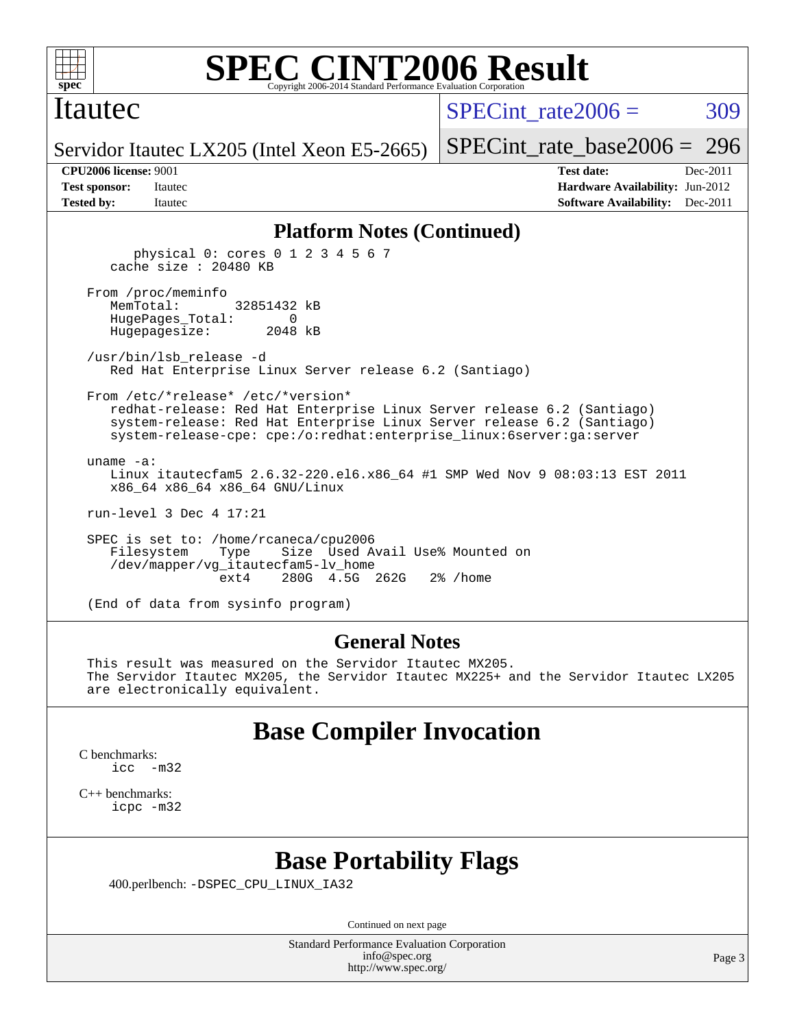## Platform Notes (Continued)

```
      physical 0: cores 0 1 2 3 4 5 6 7
   cache size : 20480 KB

From /proc/meminfo
   MemTotal:       32851432 kB
   HugePages_Total:       0
   Hugepagesize:       2048 kB

/usr/bin/lsb_release -d
   Red Hat Enterprise Linux Server release 6.2 (Santiago)

From /etc/*release* /etc/*version*
   redhat-release: Red Hat Enterprise Linux Server release 6.2 (Santiago)
   system-release: Red Hat Enterprise Linux Server release 6.2 (Santiago)
   system-release-cpe: cpe:/o:redhat:enterprise_linux:6server:ga:server

uname -a:
   Linux itautecfam5 2.6.32-220.el6.x86_64 #1 SMP Wed Nov 9 08:03:13 EST 2011
   x86_64 x86_64 x86_64 GNU/Linux

run-level 3 Dec 4 17:21

SPEC is set to: /home/rcaneca/cpu2006
   Filesystem    Type    Size  Used Avail Use% Mounted on
   /dev/mapper/vg_itautecfam5-lv_home
                 ext4    280G  4.5G  262G   2% /home

(End of data from sysinfo program)
```

## General Notes

This result was measured on the Servidor Itautec MX205.
The Servidor Itautec MX205, the Servidor Itautec MX225+ and the Servidor Itautec LX205 are electronically equivalent.

## Base Compiler Invocation

C benchmarks:
    icc -m32

C++ benchmarks:
    icpc -m32

## Base Portability Flags

400.perlbench: -DSPEC_CPU_LINUX_IA32

Continued on next page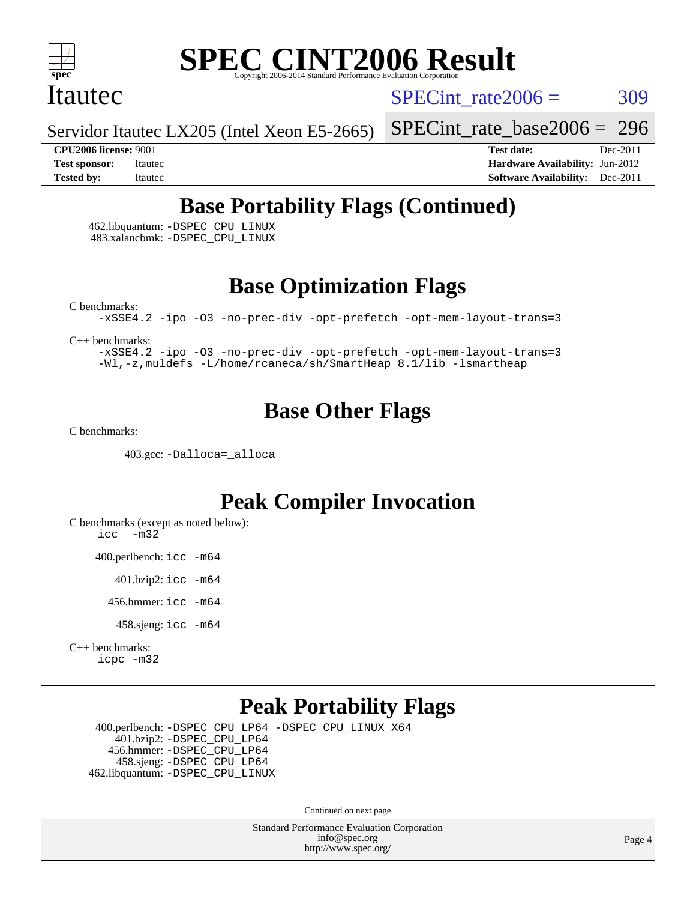# SPEC CINT2006 Result

Copyright 2006-2014 Standard Performance Evaluation Corporation

## Itautec

**Servidor Itautec LX205 (Intel Xeon E5-2665)**

SPECint_rate2006 = 309

SPECint_rate_base2006 = 296

**CPU2006 license:** 9001
**Test sponsor:** Itautec
**Tested by:** Itautec

**Test date:** Dec-2011
**Hardware Availability:** Jun-2012
**Software Availability:** Dec-2011

## Base Portability Flags (Continued)

462.libquantum: `-DSPEC_CPU_LINUX`
483.xalancbmk: `-DSPEC_CPU_LINUX`

## Base Optimization Flags

C benchmarks:

```
-xSSE4.2 -ipo -O3 -no-prec-div -opt-prefetch -opt-mem-layout-trans=3
```

C++ benchmarks:

```
-xSSE4.2 -ipo -O3 -no-prec-div -opt-prefetch -opt-mem-layout-trans=3
-Wl,-z,muldefs -L/home/rcaneca/sh/SmartHeap_8.1/lib -lsmartheap
```

## Base Other Flags

C benchmarks:

403.gcc: `-Dalloca=_alloca`

## Peak Compiler Invocation

C benchmarks (except as noted below):

```
icc  -m32
```

400.perlbench: `icc -m64`

401.bzip2: `icc -m64`

456.hmmer: `icc -m64`

458.sjeng: `icc -m64`

C++ benchmarks:

```
icpc -m32
```

## Peak Portability Flags

400.perlbench: `-DSPEC_CPU_LP64 -DSPEC_CPU_LINUX_X64`
401.bzip2: `-DSPEC_CPU_LP64`
456.hmmer: `-DSPEC_CPU_LP64`
458.sjeng: `-DSPEC_CPU_LP64`
462.libquantum: `-DSPEC_CPU_LINUX`

Continued on next page

Standard Performance Evaluation Corporation
info@spec.org
http://www.spec.org/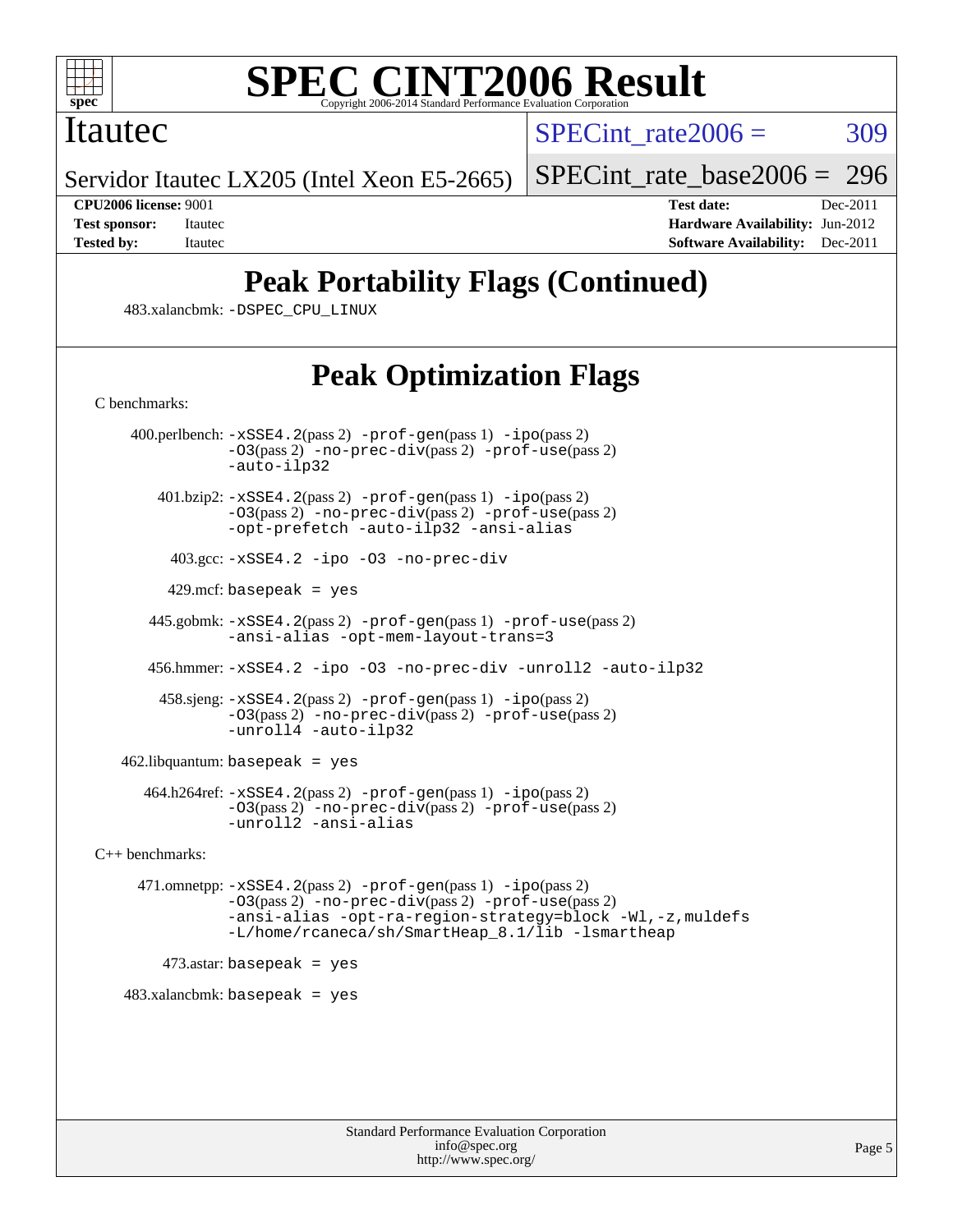# Peak Portability Flags (Continued)

483.xalancbmk: -DSPEC_CPU_LINUX

# Peak Optimization Flags

C benchmarks:

400.perlbench: -xSSE4.2(pass 2) -prof-gen(pass 1) -ipo(pass 2) -O3(pass 2) -no-prec-div(pass 2) -prof-use(pass 2) -auto-ilp32

401.bzip2: -xSSE4.2(pass 2) -prof-gen(pass 1) -ipo(pass 2) -O3(pass 2) -no-prec-div(pass 2) -prof-use(pass 2) -opt-prefetch -auto-ilp32 -ansi-alias

403.gcc: -xSSE4.2 -ipo -O3 -no-prec-div

429.mcf: basepeak = yes

445.gobmk: -xSSE4.2(pass 2) -prof-gen(pass 1) -prof-use(pass 2) -ansi-alias -opt-mem-layout-trans=3

456.hmmer: -xSSE4.2 -ipo -O3 -no-prec-div -unroll2 -auto-ilp32

458.sjeng: -xSSE4.2(pass 2) -prof-gen(pass 1) -ipo(pass 2) -O3(pass 2) -no-prec-div(pass 2) -prof-use(pass 2) -unroll4 -auto-ilp32

462.libquantum: basepeak = yes

464.h264ref: -xSSE4.2(pass 2) -prof-gen(pass 1) -ipo(pass 2) -O3(pass 2) -no-prec-div(pass 2) -prof-use(pass 2) -unroll2 -ansi-alias

C++ benchmarks:

471.omnetpp: -xSSE4.2(pass 2) -prof-gen(pass 1) -ipo(pass 2) -O3(pass 2) -no-prec-div(pass 2) -prof-use(pass 2) -ansi-alias -opt-ra-region-strategy=block -Wl,-z,muldefs -L/home/rcaneca/sh/SmartHeap_8.1/lib -lsmartheap

473.astar: basepeak = yes

483.xalancbmk: basepeak = yes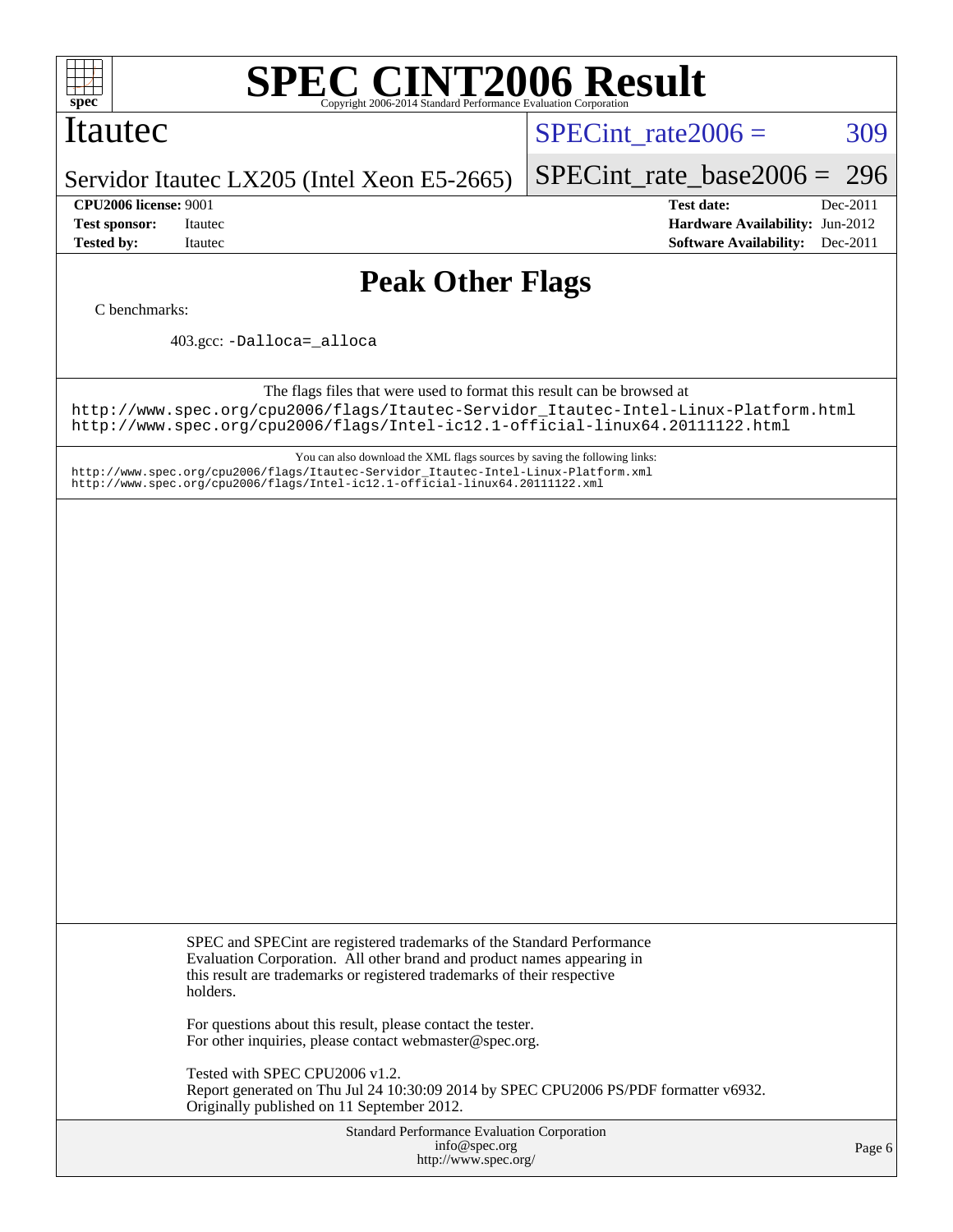## Peak Other Flags

C benchmarks:

403.gcc: -Dalloca=_alloca

The flags files that were used to format this result can be browsed at
http://www.spec.org/cpu2006/flags/Itautec-Servidor_Itautec-Intel-Linux-Platform.html
http://www.spec.org/cpu2006/flags/Intel-ic12.1-official-linux64.20111122.html

You can also download the XML flags sources by saving the following links:
http://www.spec.org/cpu2006/flags/Itautec-Servidor_Itautec-Intel-Linux-Platform.xml
http://www.spec.org/cpu2006/flags/Intel-ic12.1-official-linux64.20111122.xml

SPEC and SPECint are registered trademarks of the Standard Performance Evaluation Corporation. All other brand and product names appearing in this result are trademarks or registered trademarks of their respective holders.

For questions about this result, please contact the tester.
For other inquiries, please contact webmaster@spec.org.

Tested with SPEC CPU2006 v1.2.
Report generated on Thu Jul 24 10:30:09 2014 by SPEC CPU2006 PS/PDF formatter v6932.
Originally published on 11 September 2012.